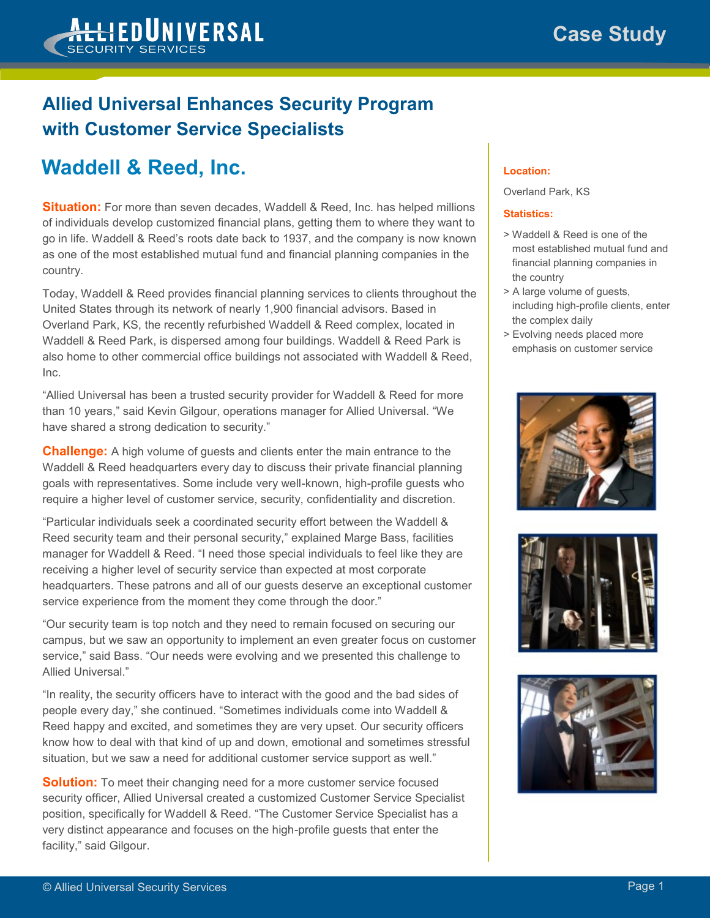# Allied Universal Enhances Security Program with Customer Service Specialists

## Waddell & Reed, Inc.

**Situation:** For more than seven decades, Waddell & Reed, Inc. has helped millions of individuals develop customized financial plans, getting them to where they want to go in life. Waddell & Reed's roots date back to 1937, and the company is now known as one of the most established mutual fund and financial planning companies in the country.

Today, Waddell & Reed provides financial planning services to clients throughout the United States through its network of nearly 1,900 financial advisors. Based in Overland Park, KS, the recently refurbished Waddell & Reed complex, located in Waddell & Reed Park, is dispersed among four buildings. Waddell & Reed Park is also home to other commercial office buildings not associated with Waddell & Reed, Inc.

"Allied Universal has been a trusted security provider for Waddell & Reed for more than 10 years," said Kevin Gilgour, operations manager for Allied Universal. "We have shared a strong dedication to security."

**Challenge:** A high volume of guests and clients enter the main entrance to the Waddell & Reed headquarters every day to discuss their private financial planning goals with representatives. Some include very well-known, high-profile guests who require a higher level of customer service, security, confidentiality and discretion.

"Particular individuals seek a coordinated security effort between the Waddell & Reed security team and their personal security," explained Marge Bass, facilities manager for Waddell & Reed. "I need those special individuals to feel like they are receiving a higher level of security service than expected at most corporate headquarters. These patrons and all of our guests deserve an exceptional customer service experience from the moment they come through the door."

"Our security team is top notch and they need to remain focused on securing our campus, but we saw an opportunity to implement an even greater focus on customer service," said Bass. "Our needs were evolving and we presented this challenge to Allied Universal."

"In reality, the security officers have to interact with the good and the bad sides of people every day," she continued. "Sometimes individuals come into Waddell & Reed happy and excited, and sometimes they are very upset. Our security officers know how to deal with that kind of up and down, emotional and sometimes stressful situation, but we saw a need for additional customer service support as well."

**Solution:** To meet their changing need for a more customer service focused security officer, Allied Universal created a customized Customer Service Specialist position, specifically for Waddell & Reed. "The Customer Service Specialist has a very distinct appearance and focuses on the high-profile guests that enter the facility," said Gilgour.

**Location:**

Overland Park, KS

**Statistics:**

- Waddell & Reed is one of the most established mutual fund and financial planning companies in the country
- A large volume of guests, including high-profile clients, enter the complex daily
- Evolving needs placed more emphasis on customer service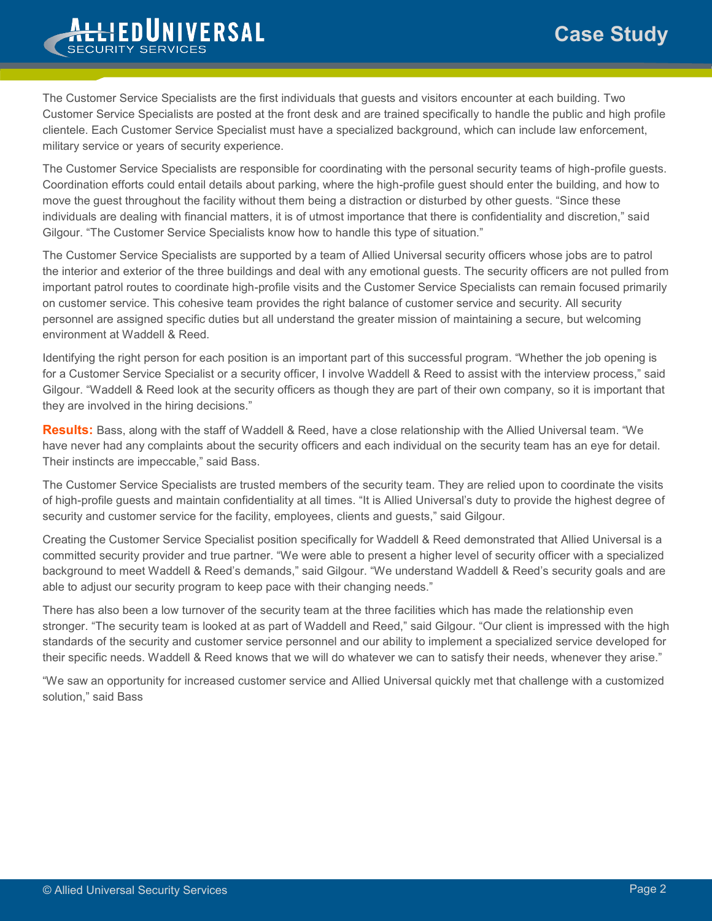The Customer Service Specialists are the first individuals that guests and visitors encounter at each building. Two Customer Service Specialists are posted at the front desk and are trained specifically to handle the public and high profile clientele. Each Customer Service Specialist must have a specialized background, which can include law enforcement, military service or years of security experience.

The Customer Service Specialists are responsible for coordinating with the personal security teams of high-profile guests. Coordination efforts could entail details about parking, where the high-profile guest should enter the building, and how to move the guest throughout the facility without them being a distraction or disturbed by other guests. "Since these individuals are dealing with financial matters, it is of utmost importance that there is confidentiality and discretion," said Gilgour. "The Customer Service Specialists know how to handle this type of situation."

The Customer Service Specialists are supported by a team of Allied Universal security officers whose jobs are to patrol the interior and exterior of the three buildings and deal with any emotional guests. The security officers are not pulled from important patrol routes to coordinate high-profile visits and the Customer Service Specialists can remain focused primarily on customer service. This cohesive team provides the right balance of customer service and security. All security personnel are assigned specific duties but all understand the greater mission of maintaining a secure, but welcoming environment at Waddell & Reed.

Identifying the right person for each position is an important part of this successful program. "Whether the job opening is for a Customer Service Specialist or a security officer, I involve Waddell & Reed to assist with the interview process," said Gilgour. "Waddell & Reed look at the security officers as though they are part of their own company, so it is important that they are involved in the hiring decisions."

**Results:** Bass, along with the staff of Waddell & Reed, have a close relationship with the Allied Universal team. "We have never had any complaints about the security officers and each individual on the security team has an eye for detail. Their instincts are impeccable," said Bass.

The Customer Service Specialists are trusted members of the security team. They are relied upon to coordinate the visits of high-profile guests and maintain confidentiality at all times. "It is Allied Universal's duty to provide the highest degree of security and customer service for the facility, employees, clients and guests," said Gilgour.

Creating the Customer Service Specialist position specifically for Waddell & Reed demonstrated that Allied Universal is a committed security provider and true partner. "We were able to present a higher level of security officer with a specialized background to meet Waddell & Reed's demands," said Gilgour. "We understand Waddell & Reed's security goals and are able to adjust our security program to keep pace with their changing needs."

There has also been a low turnover of the security team at the three facilities which has made the relationship even stronger. "The security team is looked at as part of Waddell and Reed," said Gilgour. "Our client is impressed with the high standards of the security and customer service personnel and our ability to implement a specialized service developed for their specific needs. Waddell & Reed knows that we will do whatever we can to satisfy their needs, whenever they arise."

"We saw an opportunity for increased customer service and Allied Universal quickly met that challenge with a customized solution," said Bass